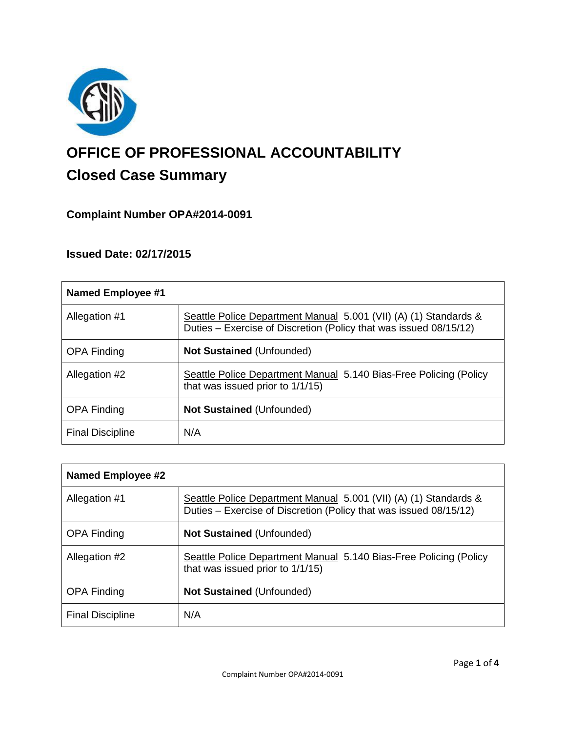# OFFICE OF PROFESSIONAL ACCOUNTABILITY

## Closed Case Summary

### Complaint Number OPA#2014-0091

### Issued Date: 02/17/2015

| Named Employee #1 | |
|---|---|
| Allegation #1 | Seattle Police Department Manual 5.001 (VII) (A) (1) Standards & Duties – Exercise of Discretion (Policy that was issued 08/15/12) |
| OPA Finding | **Not Sustained** (Unfounded) |
| Allegation #2 | Seattle Police Department Manual 5.140 Bias-Free Policing (Policy that was issued prior to 1/1/15) |
| OPA Finding | **Not Sustained** (Unfounded) |
| Final Discipline | N/A |

| Named Employee #2 | |
|---|---|
| Allegation #1 | Seattle Police Department Manual 5.001 (VII) (A) (1) Standards & Duties – Exercise of Discretion (Policy that was issued 08/15/12) |
| OPA Finding | **Not Sustained** (Unfounded) |
| Allegation #2 | Seattle Police Department Manual 5.140 Bias-Free Policing (Policy that was issued prior to 1/1/15) |
| OPA Finding | **Not Sustained** (Unfounded) |
| Final Discipline | N/A |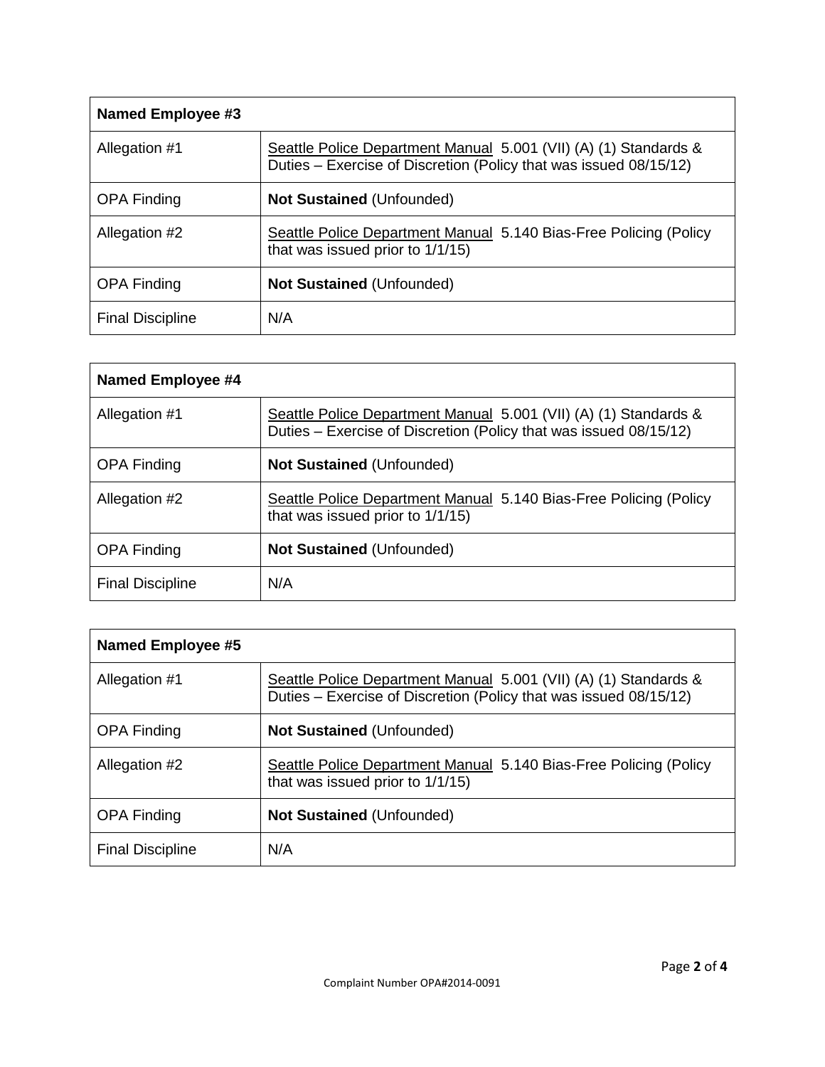| Named Employee #3 | |
|---|---|
| Allegation #1 | Seattle Police Department Manual 5.001 (VII) (A) (1) Standards & Duties – Exercise of Discretion (Policy that was issued 08/15/12) |
| OPA Finding | **Not Sustained** (Unfounded) |
| Allegation #2 | Seattle Police Department Manual 5.140 Bias-Free Policing (Policy that was issued prior to 1/1/15) |
| OPA Finding | **Not Sustained** (Unfounded) |
| Final Discipline | N/A |

| Named Employee #4 | |
|---|---|
| Allegation #1 | Seattle Police Department Manual 5.001 (VII) (A) (1) Standards & Duties – Exercise of Discretion (Policy that was issued 08/15/12) |
| OPA Finding | **Not Sustained** (Unfounded) |
| Allegation #2 | Seattle Police Department Manual 5.140 Bias-Free Policing (Policy that was issued prior to 1/1/15) |
| OPA Finding | **Not Sustained** (Unfounded) |
| Final Discipline | N/A |

| Named Employee #5 | |
|---|---|
| Allegation #1 | Seattle Police Department Manual 5.001 (VII) (A) (1) Standards & Duties – Exercise of Discretion (Policy that was issued 08/15/12) |
| OPA Finding | **Not Sustained** (Unfounded) |
| Allegation #2 | Seattle Police Department Manual 5.140 Bias-Free Policing (Policy that was issued prior to 1/1/15) |
| OPA Finding | **Not Sustained** (Unfounded) |
| Final Discipline | N/A |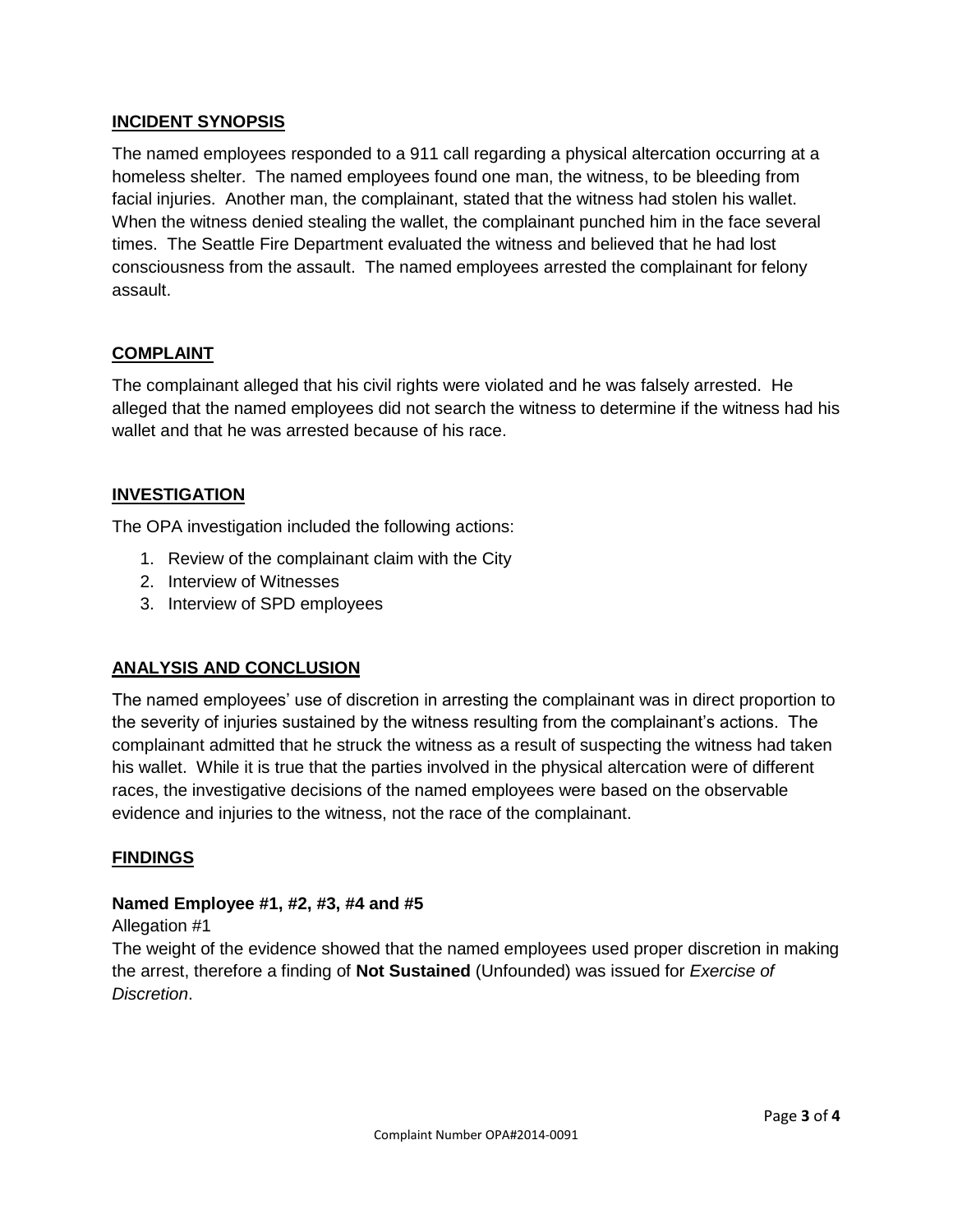## INCIDENT SYNOPSIS

The named employees responded to a 911 call regarding a physical altercation occurring at a homeless shelter. The named employees found one man, the witness, to be bleeding from facial injuries. Another man, the complainant, stated that the witness had stolen his wallet. When the witness denied stealing the wallet, the complainant punched him in the face several times. The Seattle Fire Department evaluated the witness and believed that he had lost consciousness from the assault. The named employees arrested the complainant for felony assault.

## COMPLAINT

The complainant alleged that his civil rights were violated and he was falsely arrested. He alleged that the named employees did not search the witness to determine if the witness had his wallet and that he was arrested because of his race.

## INVESTIGATION

The OPA investigation included the following actions:

1. Review of the complainant claim with the City
2. Interview of Witnesses
3. Interview of SPD employees

## ANALYSIS AND CONCLUSION

The named employees' use of discretion in arresting the complainant was in direct proportion to the severity of injuries sustained by the witness resulting from the complainant's actions. The complainant admitted that he struck the witness as a result of suspecting the witness had taken his wallet. While it is true that the parties involved in the physical altercation were of different races, the investigative decisions of the named employees were based on the observable evidence and injuries to the witness, not the race of the complainant.

## FINDINGS

**Named Employee #1, #2, #3, #4 and #5**

Allegation #1

The weight of the evidence showed that the named employees used proper discretion in making the arrest, therefore a finding of **Not Sustained** (Unfounded) was issued for *Exercise of Discretion*.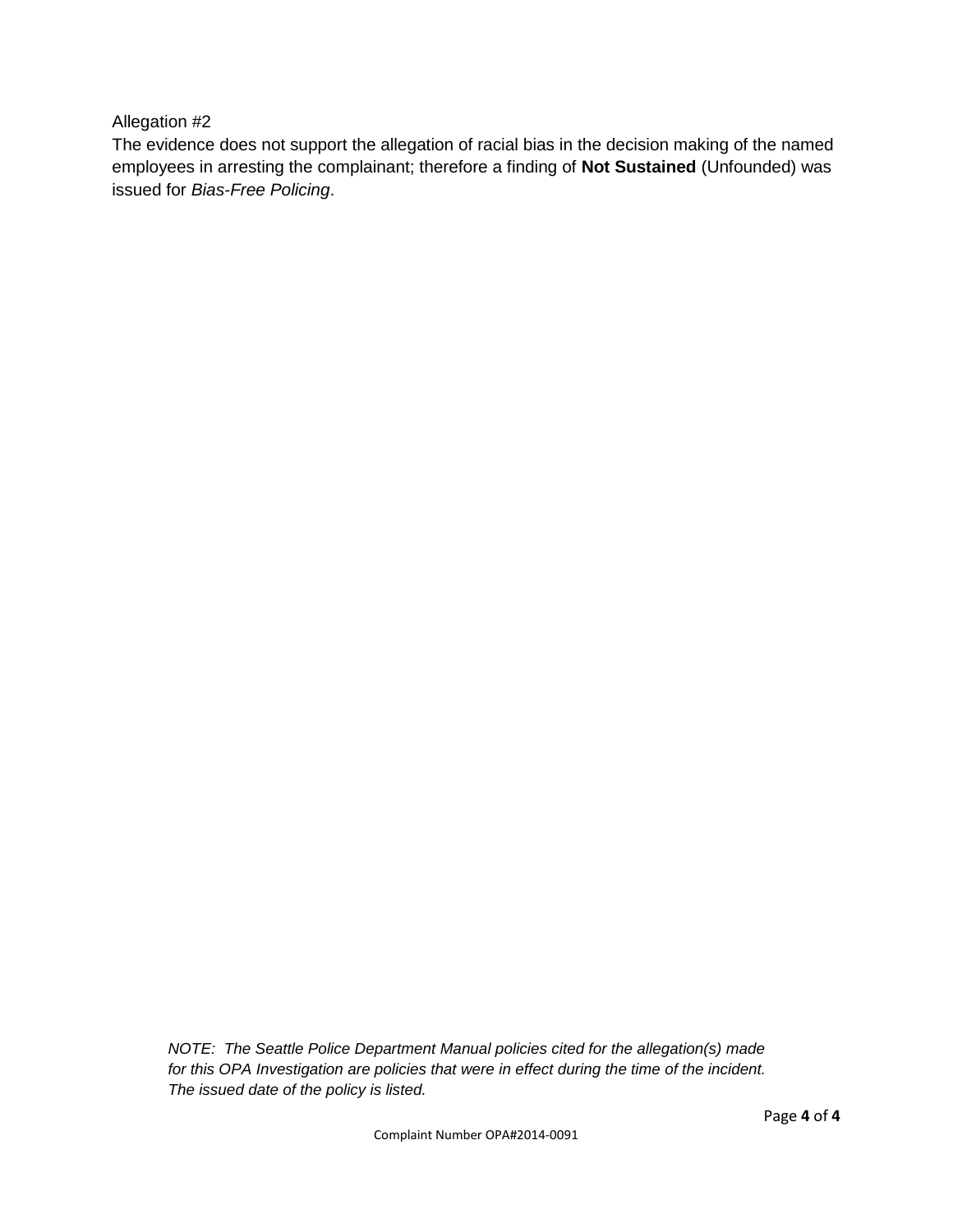Allegation #2

The evidence does not support the allegation of racial bias in the decision making of the named employees in arresting the complainant; therefore a finding of **Not Sustained** (Unfounded) was issued for *Bias-Free Policing*.

*NOTE: The Seattle Police Department Manual policies cited for the allegation(s) made for this OPA Investigation are policies that were in effect during the time of the incident. The issued date of the policy is listed.*